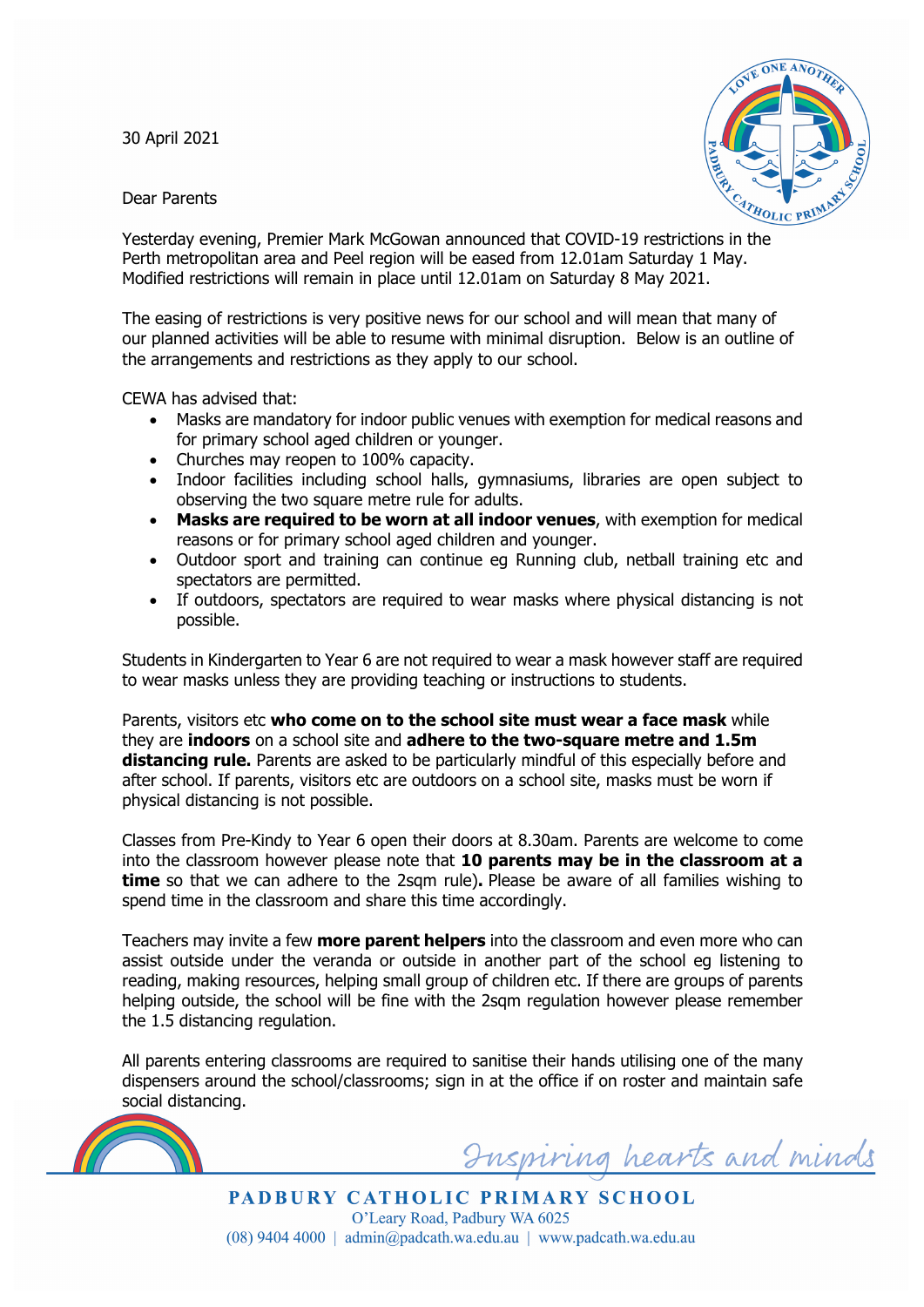30 April 2021

Dear Parents

Yesterday evening, Premier Mark McGowan announced that COVID-19 restrictions in the Perth metropolitan area and Peel region will be eased from 12.01am Saturday 1 May. Modified restrictions will remain in place until 12.01am on Saturday 8 May 2021.

The easing of restrictions is very positive news for our school and will mean that many of our planned activities will be able to resume with minimal disruption. Below is an outline of the arrangements and restrictions as they apply to our school.

CEWA has advised that:

- Masks are mandatory for indoor public venues with exemption for medical reasons and for primary school aged children or younger.
- Churches may reopen to 100% capacity.
- Indoor facilities including school halls, gymnasiums, libraries are open subject to observing the two square metre rule for adults.
- **Masks are required to be worn at all indoor venues**, with exemption for medical reasons or for primary school aged children and younger.
- Outdoor sport and training can continue eg Running club, netball training etc and spectators are permitted.
- If outdoors, spectators are required to wear masks where physical distancing is not possible.

Students in Kindergarten to Year 6 are not required to wear a mask however staff are required to wear masks unless they are providing teaching or instructions to students.

Parents, visitors etc **who come on to the school site must wear a face mask** while they are **indoors** on a school site and **adhere to the two-square metre and 1.5m distancing rule.** Parents are asked to be particularly mindful of this especially before and after school. If parents, visitors etc are outdoors on a school site, masks must be worn if physical distancing is not possible.

Classes from Pre-Kindy to Year 6 open their doors at 8.30am. Parents are welcome to come into the classroom however please note that **10 parents may be in the classroom at a time** so that we can adhere to the 2sqm rule)**.** Please be aware of all families wishing to spend time in the classroom and share this time accordingly.

Teachers may invite a few **more parent helpers** into the classroom and even more who can assist outside under the veranda or outside in another part of the school eg listening to reading, making resources, helping small group of children etc. If there are groups of parents helping outside, the school will be fine with the 2sqm regulation however please remember the 1.5 distancing regulation.

All parents entering classrooms are required to sanitise their hands utilising one of the many dispensers around the school/classrooms; sign in at the office if on roster and maintain safe social distancing.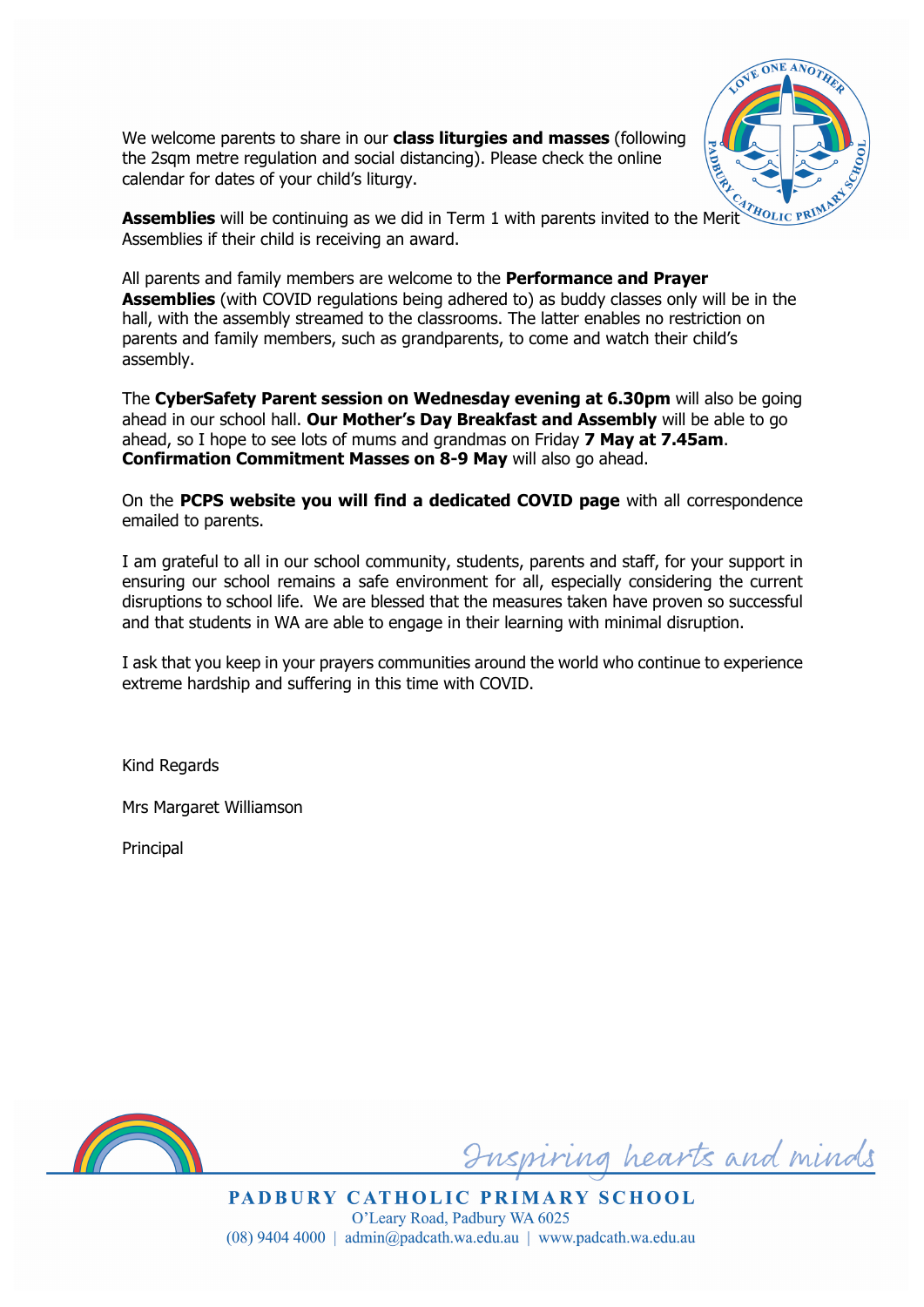We welcome parents to share in our **class liturgies and masses** (following the 2sqm metre regulation and social distancing). Please check the online calendar for dates of your child's liturgy.

**Assemblies** will be continuing as we did in Term 1 with parents invited to the Merit Assemblies if their child is receiving an award.

All parents and family members are welcome to the **Performance and Prayer Assemblies** (with COVID regulations being adhered to) as buddy classes only will be in the hall, with the assembly streamed to the classrooms. The latter enables no restriction on parents and family members, such as grandparents, to come and watch their child's assembly.

The **CyberSafety Parent session on Wednesday evening at 6.30pm** will also be going ahead in our school hall. **Our Mother's Day Breakfast and Assembly** will be able to go ahead, so I hope to see lots of mums and grandmas on Friday **7 May at 7.45am**. **Confirmation Commitment Masses on 8-9 May** will also go ahead.

On the **PCPS website you will find a dedicated COVID page** with all correspondence emailed to parents.

I am grateful to all in our school community, students, parents and staff, for your support in ensuring our school remains a safe environment for all, especially considering the current disruptions to school life. We are blessed that the measures taken have proven so successful and that students in WA are able to engage in their learning with minimal disruption.

I ask that you keep in your prayers communities around the world who continue to experience extreme hardship and suffering in this time with COVID.

Kind Regards

Mrs Margaret Williamson

Principal

Inspiring hearts and minds

**PADBURY CATHOLIC PRIMARY SCHOOL**
O'Leary Road, Padbury WA 6025
(08) 9404 4000 | admin@padcath.wa.edu.au | www.padcath.wa.edu.au